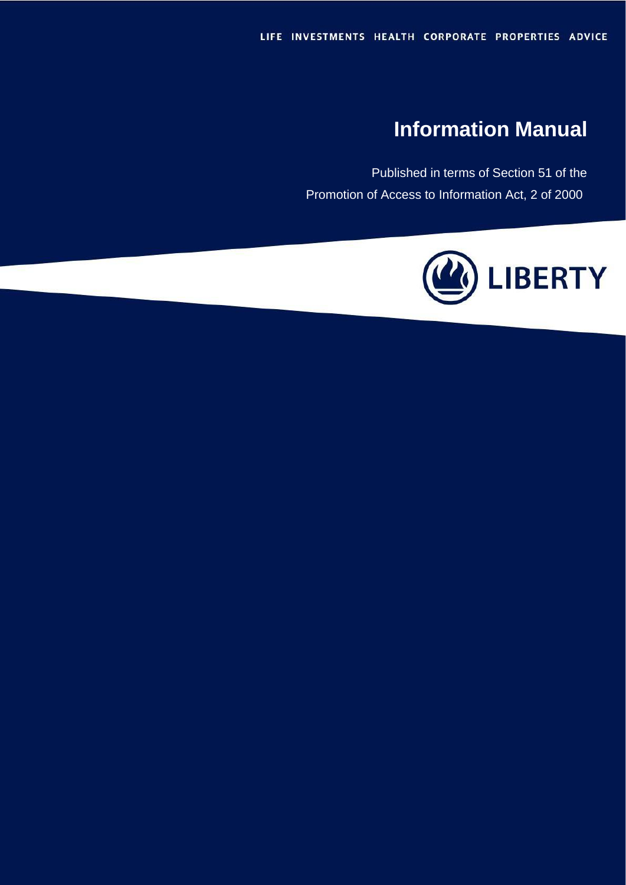LIFE INVESTMENTS HEALTH CORPORATE PROPERTIES ADVICE

# Information Manual

Published in terms of Section 51 of the Promotion of Access to Information Act, 2 of 2000

LIBERTY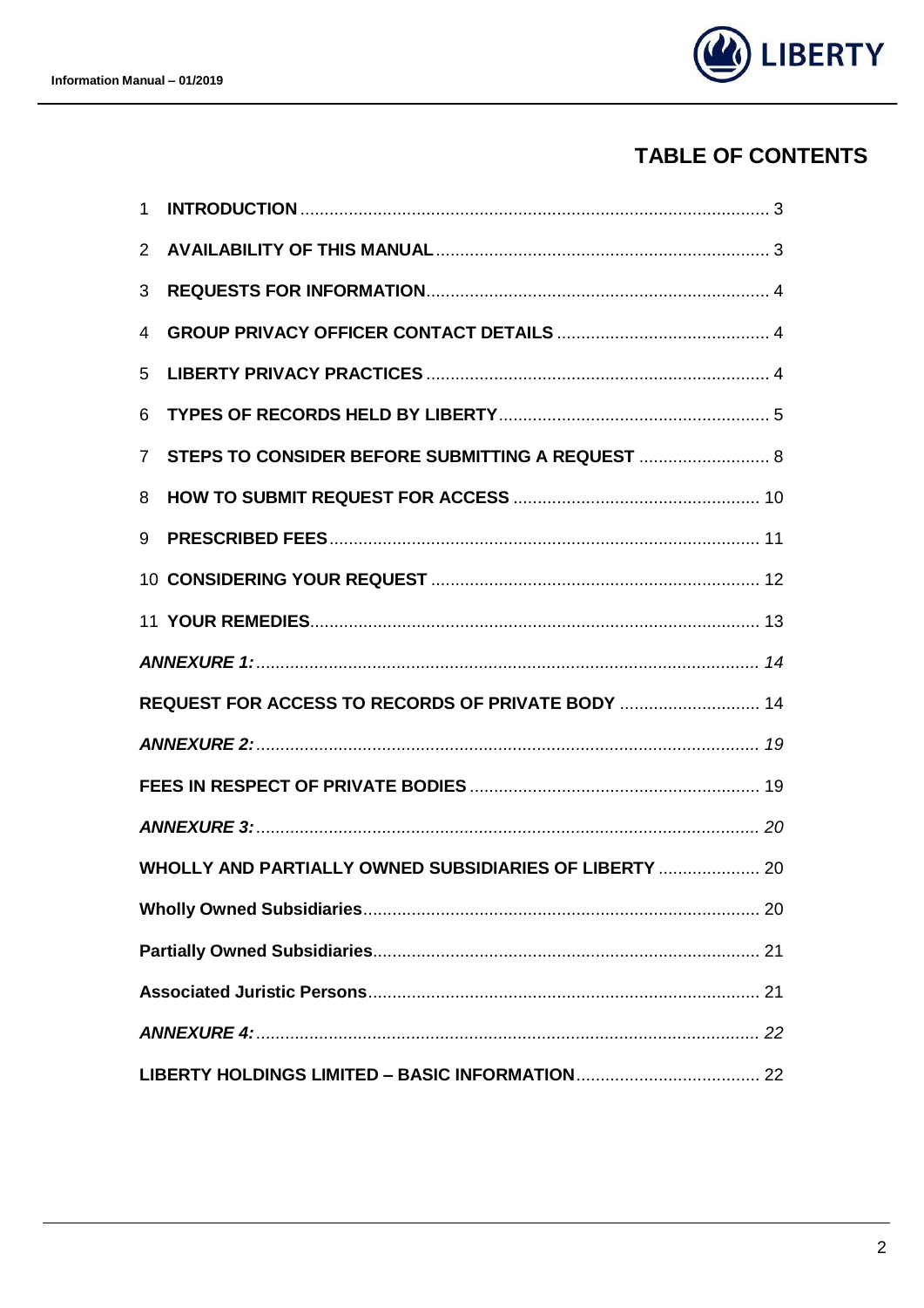## TABLE OF CONTENTS

1 **INTRODUCTION** .......... 3

2 **AVAILABILITY OF THIS MANUAL** .......... 3

3 **REQUESTS FOR INFORMATION** .......... 4

4 **GROUP PRIVACY OFFICER CONTACT DETAILS** .......... 4

5 **LIBERTY PRIVACY PRACTICES** .......... 4

6 **TYPES OF RECORDS HELD BY LIBERTY** .......... 5

7 **STEPS TO CONSIDER BEFORE SUBMITTING A REQUEST** .......... 8

8 **HOW TO SUBMIT REQUEST FOR ACCESS** .......... 10

9 **PRESCRIBED FEES** .......... 11

10 **CONSIDERING YOUR REQUEST** .......... 12

11 **YOUR REMEDIES** .......... 13

***ANNEXURE 1:*** .......... *14*

**REQUEST FOR ACCESS TO RECORDS OF PRIVATE BODY** .......... 14

***ANNEXURE 2:*** .......... *19*

**FEES IN RESPECT OF PRIVATE BODIES** .......... 19

***ANNEXURE 3:*** .......... *20*

**WHOLLY AND PARTIALLY OWNED SUBSIDIARIES OF LIBERTY** .......... 20

**Wholly Owned Subsidiaries** .......... 20

**Partially Owned Subsidiaries** .......... 21

**Associated Juristic Persons** .......... 21

***ANNEXURE 4:*** .......... *22*

**LIBERTY HOLDINGS LIMITED – BASIC INFORMATION** .......... 22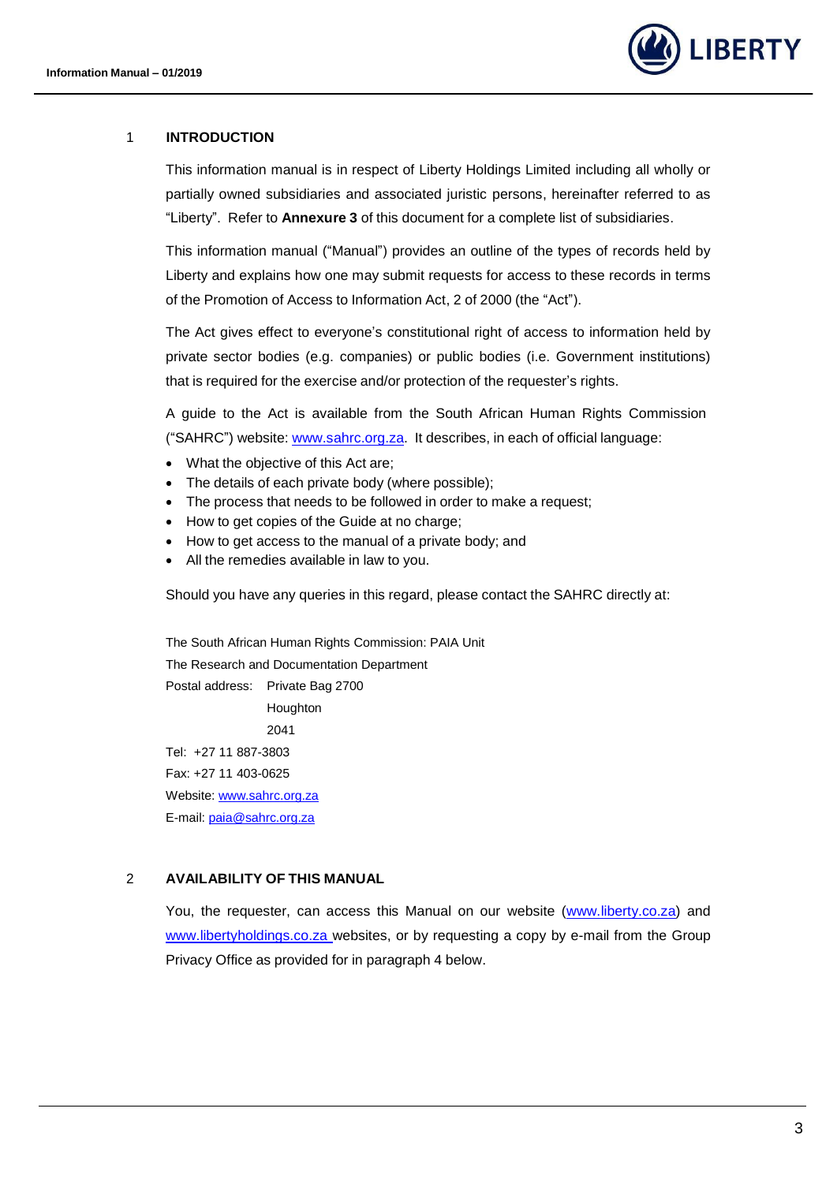## 1 INTRODUCTION

This information manual is in respect of Liberty Holdings Limited including all wholly or partially owned subsidiaries and associated juristic persons, hereinafter referred to as "Liberty". Refer to **Annexure 3** of this document for a complete list of subsidiaries.

This information manual ("Manual") provides an outline of the types of records held by Liberty and explains how one may submit requests for access to these records in terms of the Promotion of Access to Information Act, 2 of 2000 (the "Act").

The Act gives effect to everyone's constitutional right of access to information held by private sector bodies (e.g. companies) or public bodies (i.e. Government institutions) that is required for the exercise and/or protection of the requester's rights.

A guide to the Act is available from the South African Human Rights Commission ("SAHRC") website: www.sahrc.org.za. It describes, in each of official language:

- What the objective of this Act are;
- The details of each private body (where possible);
- The process that needs to be followed in order to make a request;
- How to get copies of the Guide at no charge;
- How to get access to the manual of a private body; and
- All the remedies available in law to you.

Should you have any queries in this regard, please contact the SAHRC directly at:

The South African Human Rights Commission: PAIA Unit
The Research and Documentation Department
Postal address: Private Bag 2700
Houghton
2041
Tel: +27 11 887-3803
Fax: +27 11 403-0625
Website: www.sahrc.org.za
E-mail: paia@sahrc.org.za

## 2 AVAILABILITY OF THIS MANUAL

You, the requester, can access this Manual on our website (www.liberty.co.za) and www.libertyholdings.co.za websites, or by requesting a copy by e-mail from the Group Privacy Office as provided for in paragraph 4 below.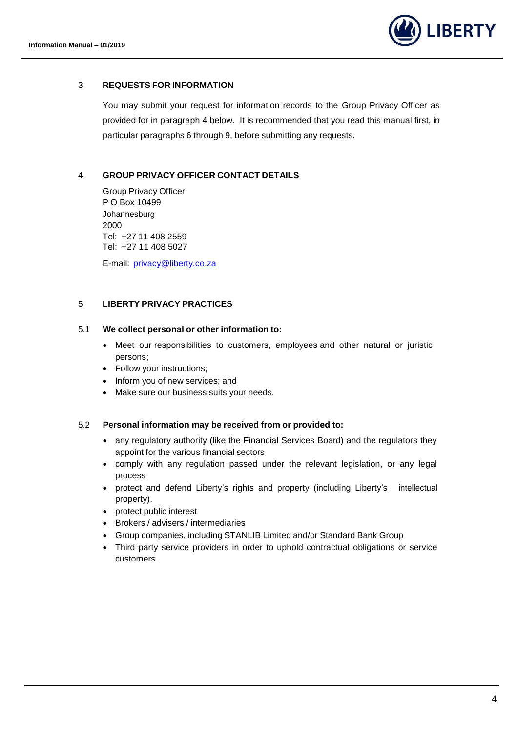## 3 REQUESTS FOR INFORMATION

You may submit your request for information records to the Group Privacy Officer as provided for in paragraph 4 below. It is recommended that you read this manual first, in particular paragraphs 6 through 9, before submitting any requests.

## 4 GROUP PRIVACY OFFICER CONTACT DETAILS

Group Privacy Officer
P O Box 10499
Johannesburg
2000
Tel: +27 11 408 2559
Tel: +27 11 408 5027

E-mail: privacy@liberty.co.za

## 5 LIBERTY PRIVACY PRACTICES

### 5.1 We collect personal or other information to:

- Meet our responsibilities to customers, employees and other natural or juristic persons;
- Follow your instructions;
- Inform you of new services; and
- Make sure our business suits your needs.

### 5.2 Personal information may be received from or provided to:

- any regulatory authority (like the Financial Services Board) and the regulators they appoint for the various financial sectors
- comply with any regulation passed under the relevant legislation, or any legal process
- protect and defend Liberty's rights and property (including Liberty's intellectual property).
- protect public interest
- Brokers / advisers / intermediaries
- Group companies, including STANLIB Limited and/or Standard Bank Group
- Third party service providers in order to uphold contractual obligations or service customers.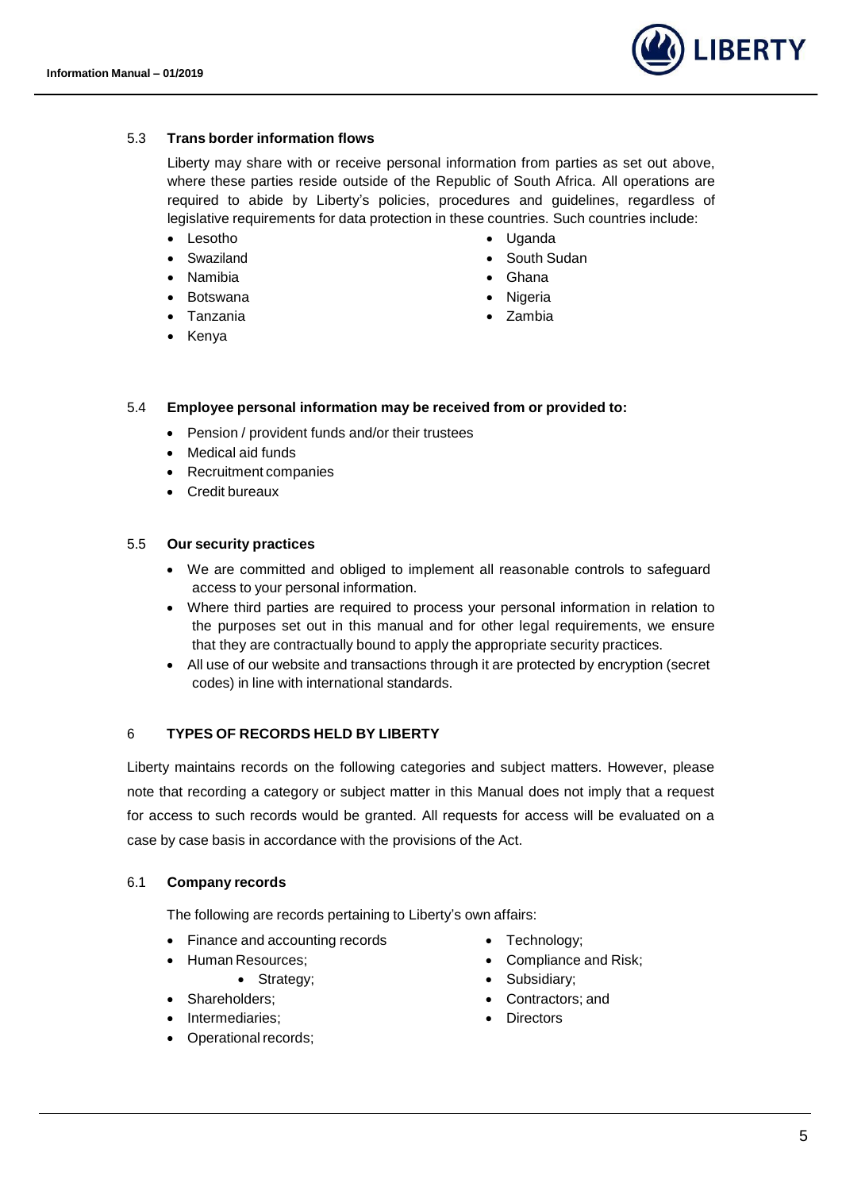### 5.3 Trans border information flows

Liberty may share with or receive personal information from parties as set out above, where these parties reside outside of the Republic of South Africa. All operations are required to abide by Liberty's policies, procedures and guidelines, regardless of legislative requirements for data protection in these countries. Such countries include:

- Lesotho
- Swaziland
- Namibia
- Botswana
- Tanzania
- Kenya
- Uganda
- South Sudan
- Ghana
- Nigeria
- Zambia

### 5.4 Employee personal information may be received from or provided to:

- Pension / provident funds and/or their trustees
- Medical aid funds
- Recruitment companies
- Credit bureaux

### 5.5 Our security practices

- We are committed and obliged to implement all reasonable controls to safeguard access to your personal information.
- Where third parties are required to process your personal information in relation to the purposes set out in this manual and for other legal requirements, we ensure that they are contractually bound to apply the appropriate security practices.
- All use of our website and transactions through it are protected by encryption (secret codes) in line with international standards.

## 6 TYPES OF RECORDS HELD BY LIBERTY

Liberty maintains records on the following categories and subject matters. However, please note that recording a category or subject matter in this Manual does not imply that a request for access to such records would be granted. All requests for access will be evaluated on a case by case basis in accordance with the provisions of the Act.

### 6.1 Company records

The following are records pertaining to Liberty's own affairs:

- Finance and accounting records
- Human Resources;
  - Strategy;
- Shareholders;
- Intermediaries;
- Operational records;
- Technology;
- Compliance and Risk;
- Subsidiary;
- Contractors; and
- Directors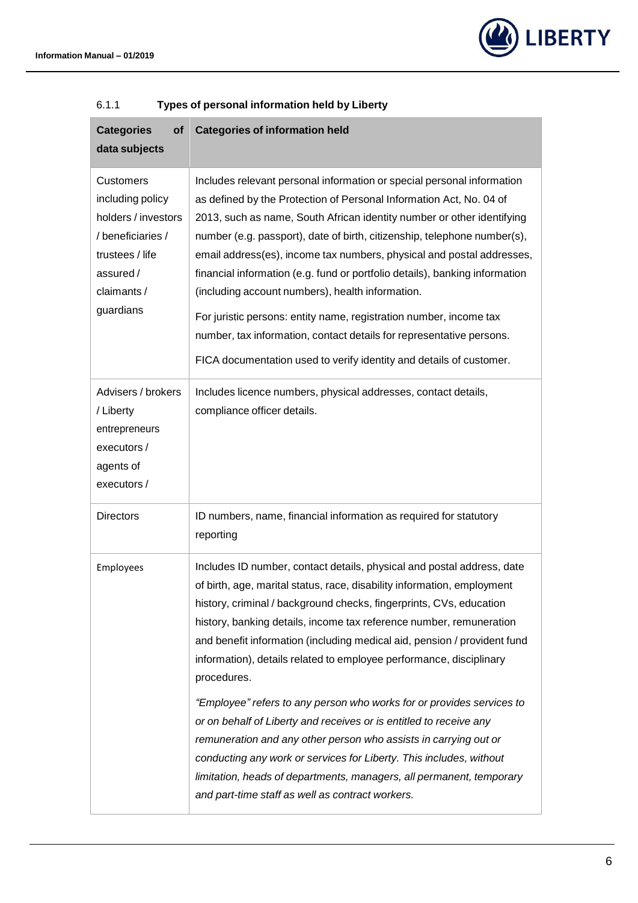#### 6.1.1 Types of personal information held by Liberty

| Categories of data subjects | Categories of information held |
| --- | --- |
| Customers including policy holders / investors / beneficiaries / trustees / life assured / claimants / guardians | Includes relevant personal information or special personal information as defined by the Protection of Personal Information Act, No. 04 of 2013, such as name, South African identity number or other identifying number (e.g. passport), date of birth, citizenship, telephone number(s), email address(es), income tax numbers, physical and postal addresses, financial information (e.g. fund or portfolio details), banking information (including account numbers), health information.<br><br>For juristic persons: entity name, registration number, income tax number, tax information, contact details for representative persons.<br><br>FICA documentation used to verify identity and details of customer. |
| Advisers / brokers / Liberty entrepreneurs executors / agents of executors / | Includes licence numbers, physical addresses, contact details, compliance officer details. |
| Directors | ID numbers, name, financial information as required for statutory reporting |
| Employees | Includes ID number, contact details, physical and postal address, date of birth, age, marital status, race, disability information, employment history, criminal / background checks, fingerprints, CVs, education history, banking details, income tax reference number, remuneration and benefit information (including medical aid, pension / provident fund information), details related to employee performance, disciplinary procedures.<br><br>*"Employee" refers to any person who works for or provides services to or on behalf of Liberty and receives or is entitled to receive any remuneration and any other person who assists in carrying out or conducting any work or services for Liberty. This includes, without limitation, heads of departments, managers, all permanent, temporary and part-time staff as well as contract workers.* |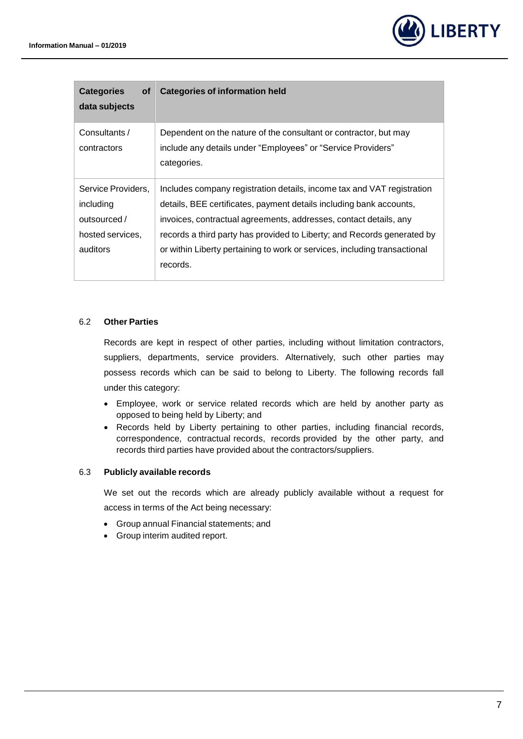| Categories of data subjects | Categories of information held |
|---|---|
| Consultants / contractors | Dependent on the nature of the consultant or contractor, but may include any details under "Employees" or "Service Providers" categories. |
| Service Providers, including outsourced / hosted services, auditors | Includes company registration details, income tax and VAT registration details, BEE certificates, payment details including bank accounts, invoices, contractual agreements, addresses, contact details, any records a third party has provided to Liberty; and Records generated by or within Liberty pertaining to work or services, including transactional records. |

### 6.2 Other Parties

Records are kept in respect of other parties, including without limitation contractors, suppliers, departments, service providers. Alternatively, such other parties may possess records which can be said to belong to Liberty. The following records fall under this category:

- Employee, work or service related records which are held by another party as opposed to being held by Liberty; and
- Records held by Liberty pertaining to other parties, including financial records, correspondence, contractual records, records provided by the other party, and records third parties have provided about the contractors/suppliers.

### 6.3 Publicly available records

We set out the records which are already publicly available without a request for access in terms of the Act being necessary:

- Group annual Financial statements; and
- Group interim audited report.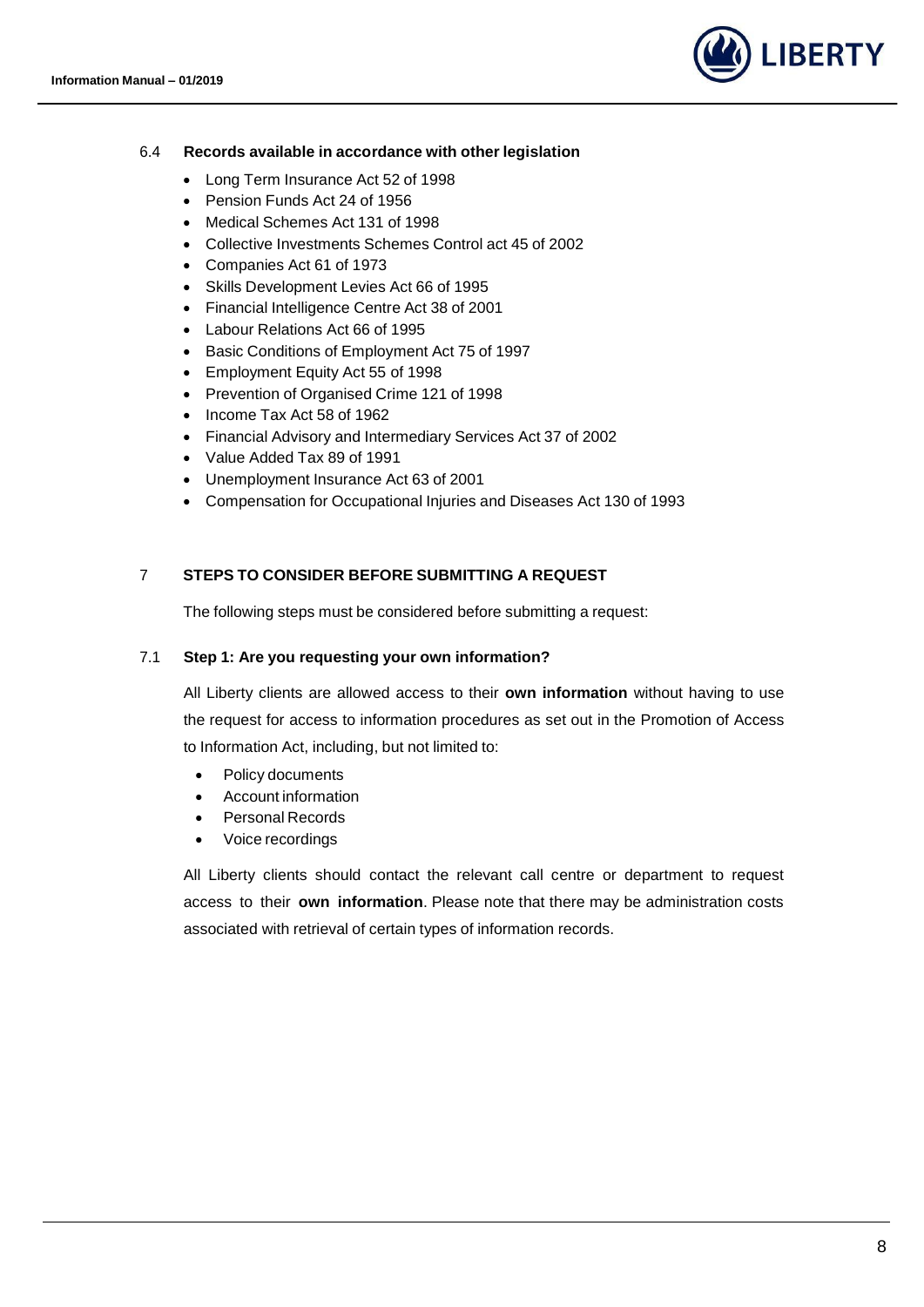### 6.4 Records available in accordance with other legislation

- Long Term Insurance Act 52 of 1998
- Pension Funds Act 24 of 1956
- Medical Schemes Act 131 of 1998
- Collective Investments Schemes Control act 45 of 2002
- Companies Act 61 of 1973
- Skills Development Levies Act 66 of 1995
- Financial Intelligence Centre Act 38 of 2001
- Labour Relations Act 66 of 1995
- Basic Conditions of Employment Act 75 of 1997
- Employment Equity Act 55 of 1998
- Prevention of Organised Crime 121 of 1998
- Income Tax Act 58 of 1962
- Financial Advisory and Intermediary Services Act 37 of 2002
- Value Added Tax 89 of 1991
- Unemployment Insurance Act 63 of 2001
- Compensation for Occupational Injuries and Diseases Act 130 of 1993

## 7 STEPS TO CONSIDER BEFORE SUBMITTING A REQUEST

The following steps must be considered before submitting a request:

### 7.1 Step 1: Are you requesting your own information?

All Liberty clients are allowed access to their **own information** without having to use the request for access to information procedures as set out in the Promotion of Access to Information Act, including, but not limited to:

- Policy documents
- Account information
- Personal Records
- Voice recordings

All Liberty clients should contact the relevant call centre or department to request access to their **own information**. Please note that there may be administration costs associated with retrieval of certain types of information records.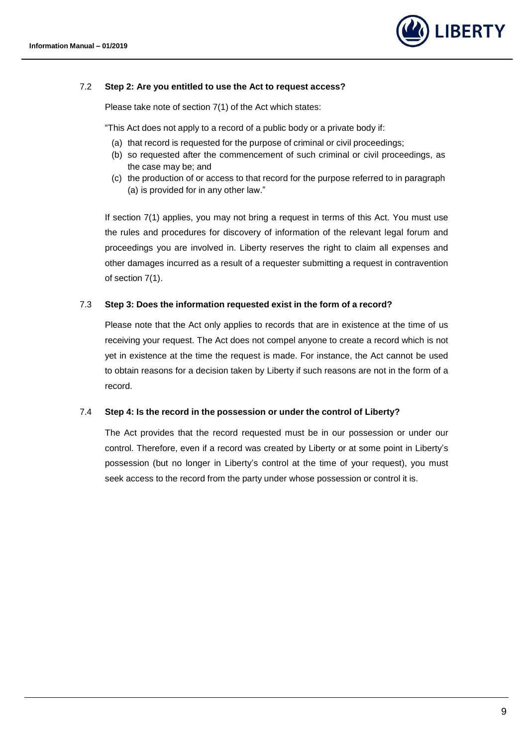### 7.2 Step 2: Are you entitled to use the Act to request access?

Please take note of section 7(1) of the Act which states:

"This Act does not apply to a record of a public body or a private body if:

(a) that record is requested for the purpose of criminal or civil proceedings;
(b) so requested after the commencement of such criminal or civil proceedings, as the case may be; and
(c) the production of or access to that record for the purpose referred to in paragraph (a) is provided for in any other law."

If section 7(1) applies, you may not bring a request in terms of this Act. You must use the rules and procedures for discovery of information of the relevant legal forum and proceedings you are involved in. Liberty reserves the right to claim all expenses and other damages incurred as a result of a requester submitting a request in contravention of section 7(1).

### 7.3 Step 3: Does the information requested exist in the form of a record?

Please note that the Act only applies to records that are in existence at the time of us receiving your request. The Act does not compel anyone to create a record which is not yet in existence at the time the request is made. For instance, the Act cannot be used to obtain reasons for a decision taken by Liberty if such reasons are not in the form of a record.

### 7.4 Step 4: Is the record in the possession or under the control of Liberty?

The Act provides that the record requested must be in our possession or under our control. Therefore, even if a record was created by Liberty or at some point in Liberty's possession (but no longer in Liberty's control at the time of your request), you must seek access to the record from the party under whose possession or control it is.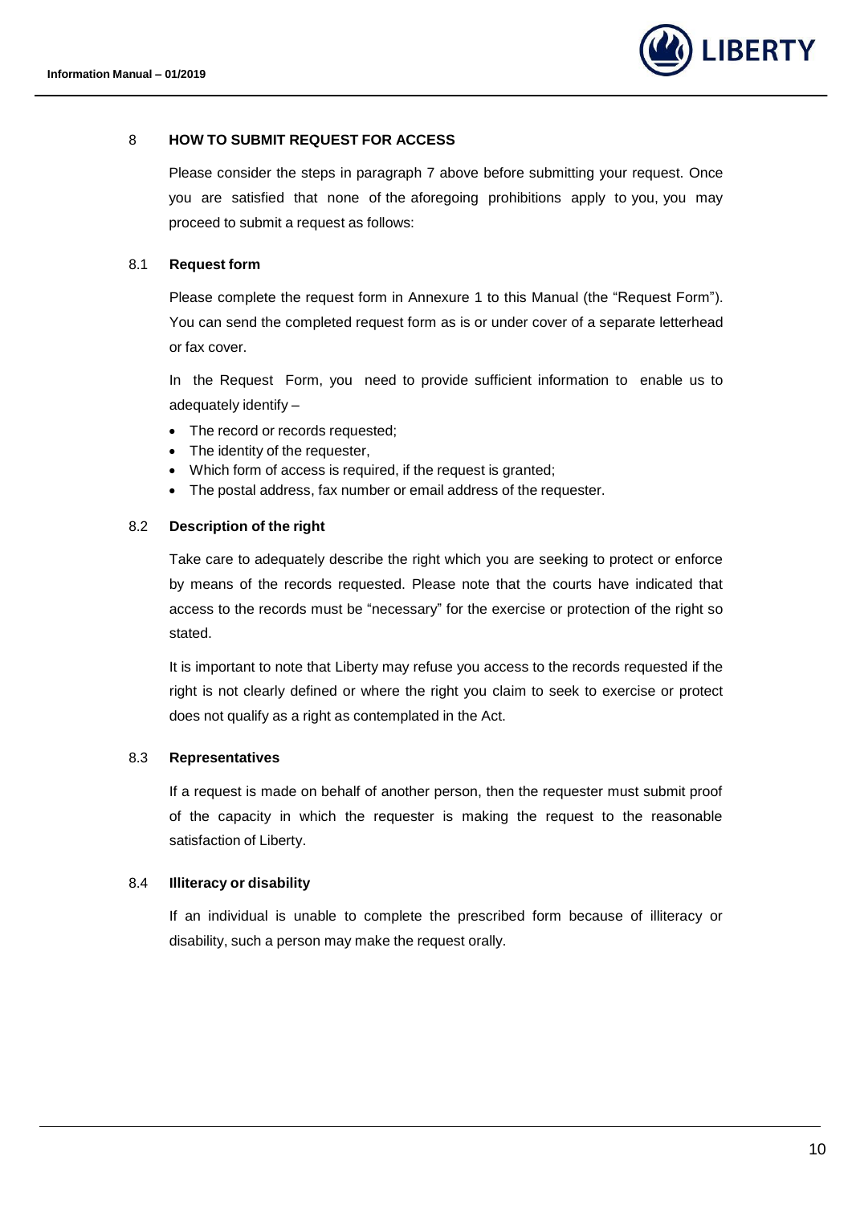## 8 HOW TO SUBMIT REQUEST FOR ACCESS

Please consider the steps in paragraph 7 above before submitting your request. Once you are satisfied that none of the aforegoing prohibitions apply to you, you may proceed to submit a request as follows:

### 8.1 Request form

Please complete the request form in Annexure 1 to this Manual (the "Request Form"). You can send the completed request form as is or under cover of a separate letterhead or fax cover.

In the Request Form, you need to provide sufficient information to enable us to adequately identify –

- The record or records requested;
- The identity of the requester,
- Which form of access is required, if the request is granted;
- The postal address, fax number or email address of the requester.

### 8.2 Description of the right

Take care to adequately describe the right which you are seeking to protect or enforce by means of the records requested. Please note that the courts have indicated that access to the records must be "necessary" for the exercise or protection of the right so stated.

It is important to note that Liberty may refuse you access to the records requested if the right is not clearly defined or where the right you claim to seek to exercise or protect does not qualify as a right as contemplated in the Act.

### 8.3 Representatives

If a request is made on behalf of another person, then the requester must submit proof of the capacity in which the requester is making the request to the reasonable satisfaction of Liberty.

### 8.4 Illiteracy or disability

If an individual is unable to complete the prescribed form because of illiteracy or disability, such a person may make the request orally.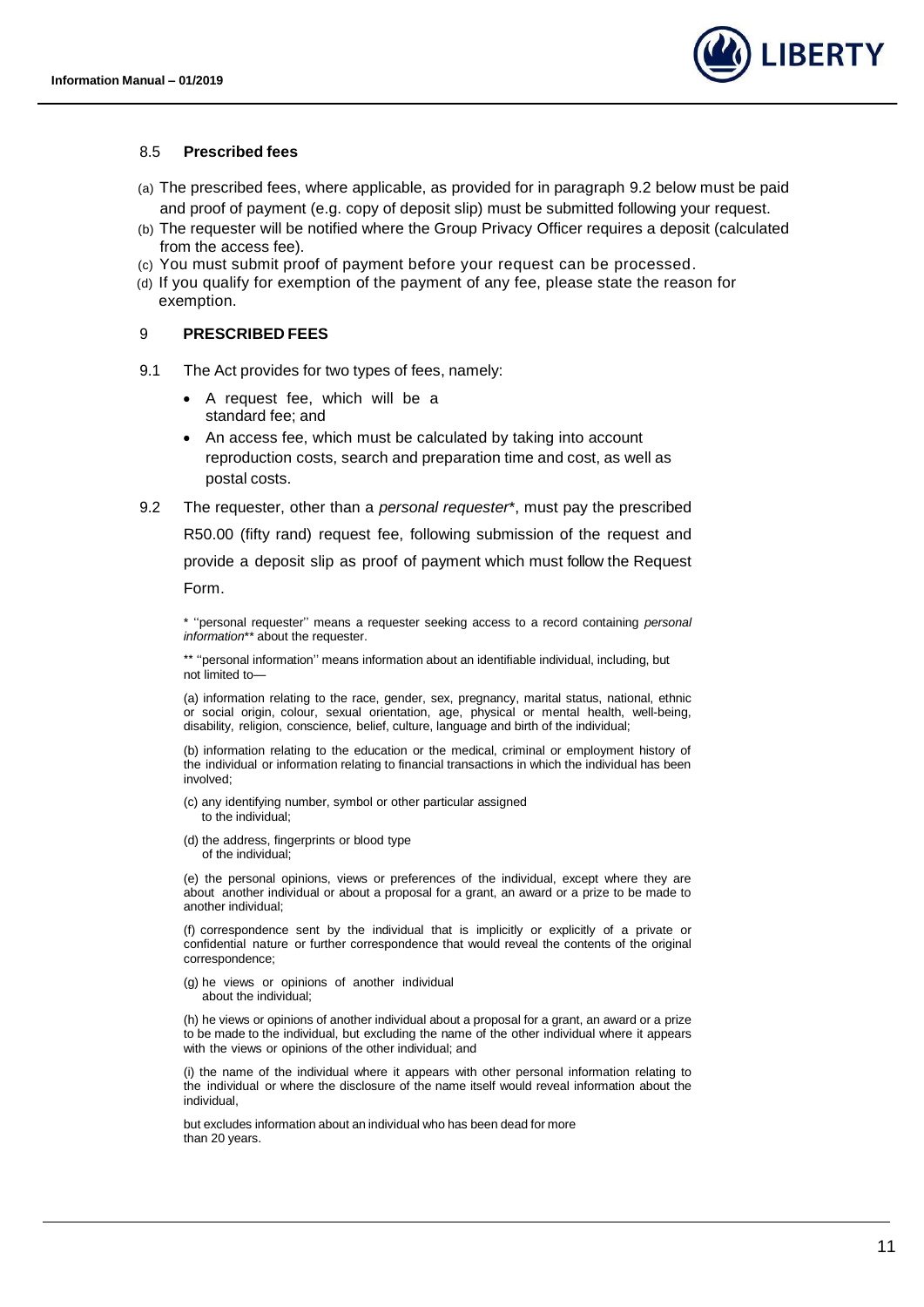### 8.5 Prescribed fees

(a) The prescribed fees, where applicable, as provided for in paragraph 9.2 below must be paid and proof of payment (e.g. copy of deposit slip) must be submitted following your request.

(b) The requester will be notified where the Group Privacy Officer requires a deposit (calculated from the access fee).

(c) You must submit proof of payment before your request can be processed.

(d) If you qualify for exemption of the payment of any fee, please state the reason for exemption.

## 9 PRESCRIBED FEES

9.1 The Act provides for two types of fees, namely:

- A request fee, which will be a standard fee; and
- An access fee, which must be calculated by taking into account reproduction costs, search and preparation time and cost, as well as postal costs.

9.2 The requester, other than a *personal requester**, must pay the prescribed R50.00 (fifty rand) request fee, following submission of the request and provide a deposit slip as proof of payment which must follow the Request Form.

* ''personal requester'' means a requester seeking access to a record containing *personal information*** about the requester.

** ''personal information'' means information about an identifiable individual, including, but not limited to—

(a) information relating to the race, gender, sex, pregnancy, marital status, national, ethnic or social origin, colour, sexual orientation, age, physical or mental health, well-being, disability, religion, conscience, belief, culture, language and birth of the individual;

(b) information relating to the education or the medical, criminal or employment history of the individual or information relating to financial transactions in which the individual has been involved;

(c) any identifying number, symbol or other particular assigned to the individual;

(d) the address, fingerprints or blood type of the individual;

(e) the personal opinions, views or preferences of the individual, except where they are about another individual or about a proposal for a grant, an award or a prize to be made to another individual;

(f) correspondence sent by the individual that is implicitly or explicitly of a private or confidential nature or further correspondence that would reveal the contents of the original correspondence;

(g) he views or opinions of another individual about the individual;

(h) he views or opinions of another individual about a proposal for a grant, an award or a prize to be made to the individual, but excluding the name of the other individual where it appears with the views or opinions of the other individual; and

(i) the name of the individual where it appears with other personal information relating to the individual or where the disclosure of the name itself would reveal information about the individual,

but excludes information about an individual who has been dead for more than 20 years.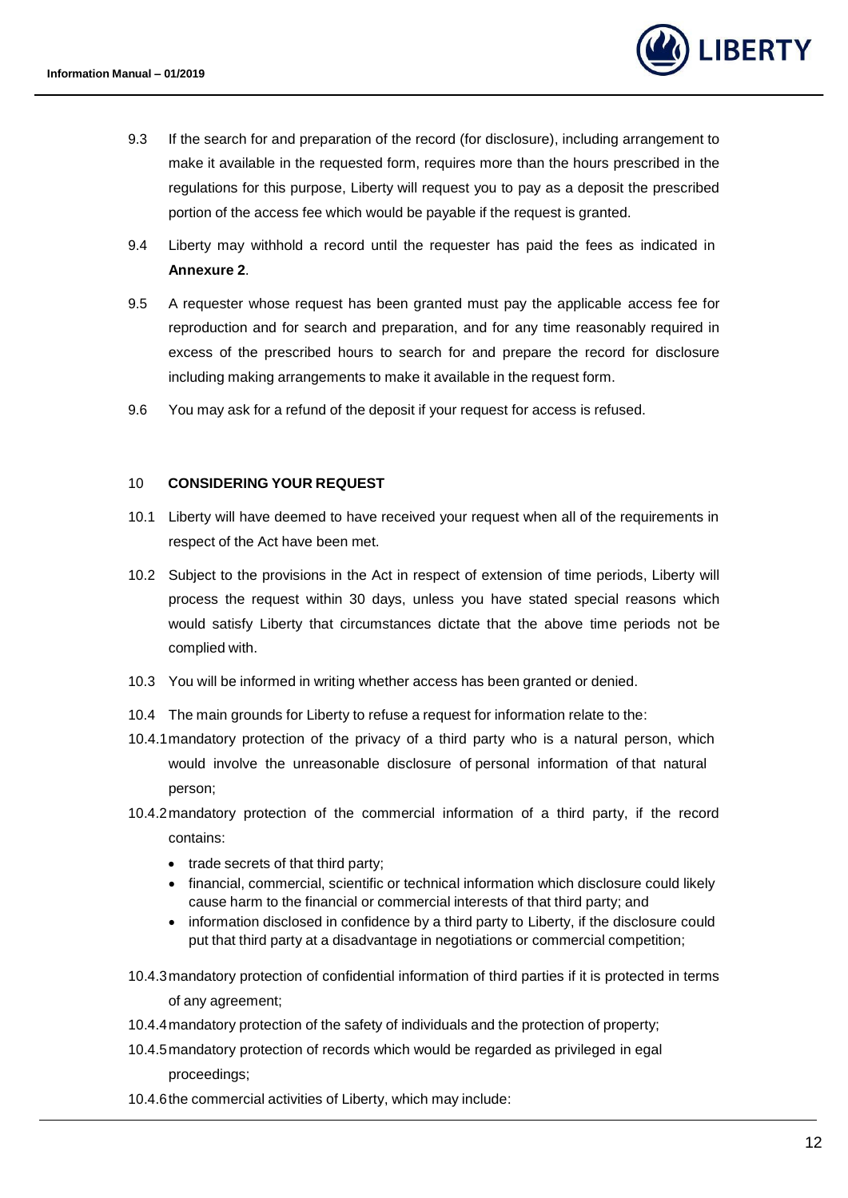9.3 If the search for and preparation of the record (for disclosure), including arrangement to make it available in the requested form, requires more than the hours prescribed in the regulations for this purpose, Liberty will request you to pay as a deposit the prescribed portion of the access fee which would be payable if the request is granted.

9.4 Liberty may withhold a record until the requester has paid the fees as indicated in **Annexure 2**.

9.5 A requester whose request has been granted must pay the applicable access fee for reproduction and for search and preparation, and for any time reasonably required in excess of the prescribed hours to search for and prepare the record for disclosure including making arrangements to make it available in the request form.

9.6 You may ask for a refund of the deposit if your request for access is refused.

## 10 CONSIDERING YOUR REQUEST

10.1 Liberty will have deemed to have received your request when all of the requirements in respect of the Act have been met.

10.2 Subject to the provisions in the Act in respect of extension of time periods, Liberty will process the request within 30 days, unless you have stated special reasons which would satisfy Liberty that circumstances dictate that the above time periods not be complied with.

10.3 You will be informed in writing whether access has been granted or denied.

10.4 The main grounds for Liberty to refuse a request for information relate to the:

10.4.1 mandatory protection of the privacy of a third party who is a natural person, which would involve the unreasonable disclosure of personal information of that natural person;

10.4.2 mandatory protection of the commercial information of a third party, if the record contains:

- trade secrets of that third party;
- financial, commercial, scientific or technical information which disclosure could likely cause harm to the financial or commercial interests of that third party; and
- information disclosed in confidence by a third party to Liberty, if the disclosure could put that third party at a disadvantage in negotiations or commercial competition;

10.4.3 mandatory protection of confidential information of third parties if it is protected in terms of any agreement;

10.4.4 mandatory protection of the safety of individuals and the protection of property;

10.4.5 mandatory protection of records which would be regarded as privileged in egal proceedings;

10.4.6 the commercial activities of Liberty, which may include: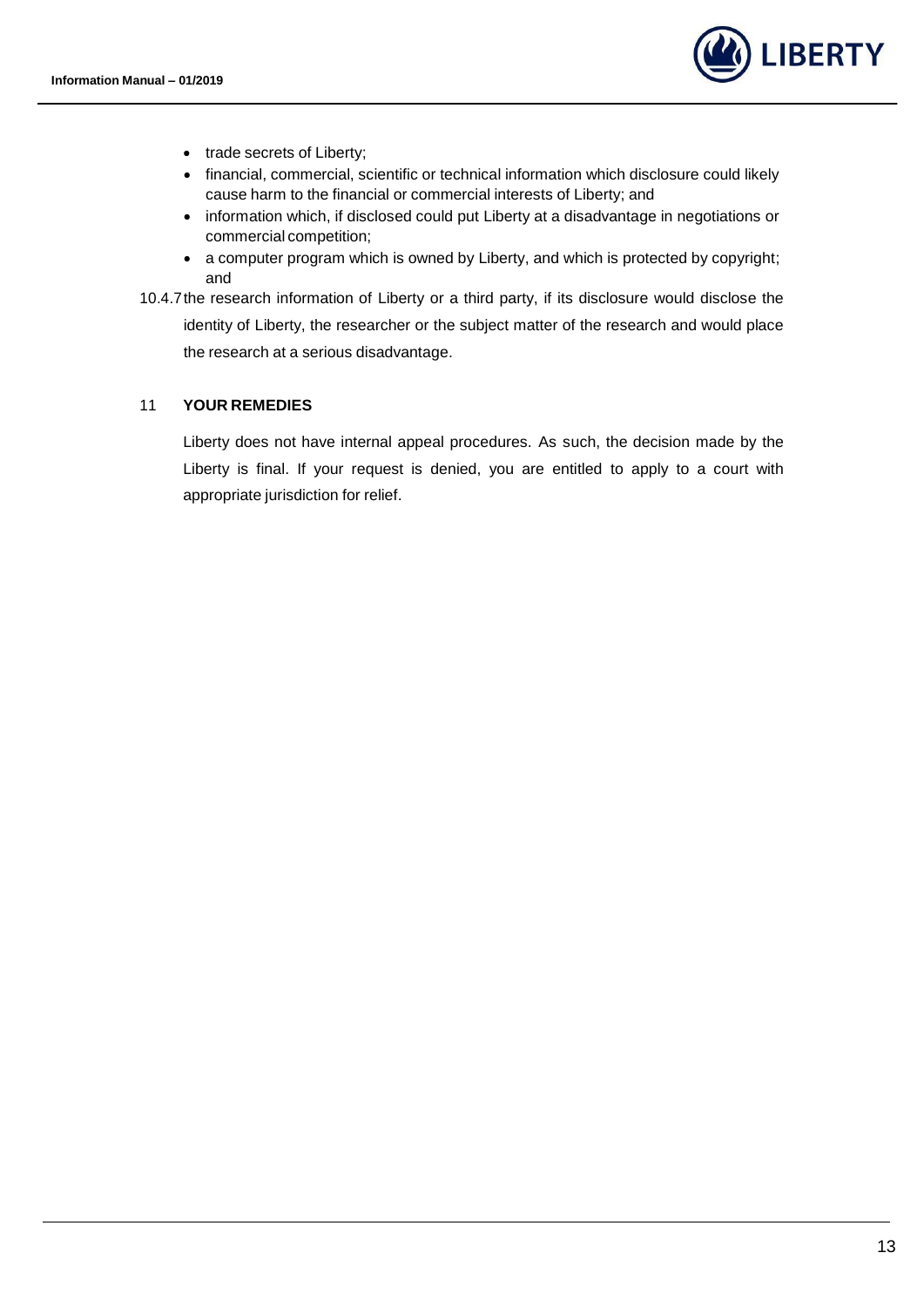- trade secrets of Liberty;
- financial, commercial, scientific or technical information which disclosure could likely cause harm to the financial or commercial interests of Liberty; and
- information which, if disclosed could put Liberty at a disadvantage in negotiations or commercial competition;
- a computer program which is owned by Liberty, and which is protected by copyright; and

10.4.7 the research information of Liberty or a third party, if its disclosure would disclose the identity of Liberty, the researcher or the subject matter of the research and would place the research at a serious disadvantage.

## 11 YOUR REMEDIES

Liberty does not have internal appeal procedures. As such, the decision made by the Liberty is final. If your request is denied, you are entitled to apply to a court with appropriate jurisdiction for relief.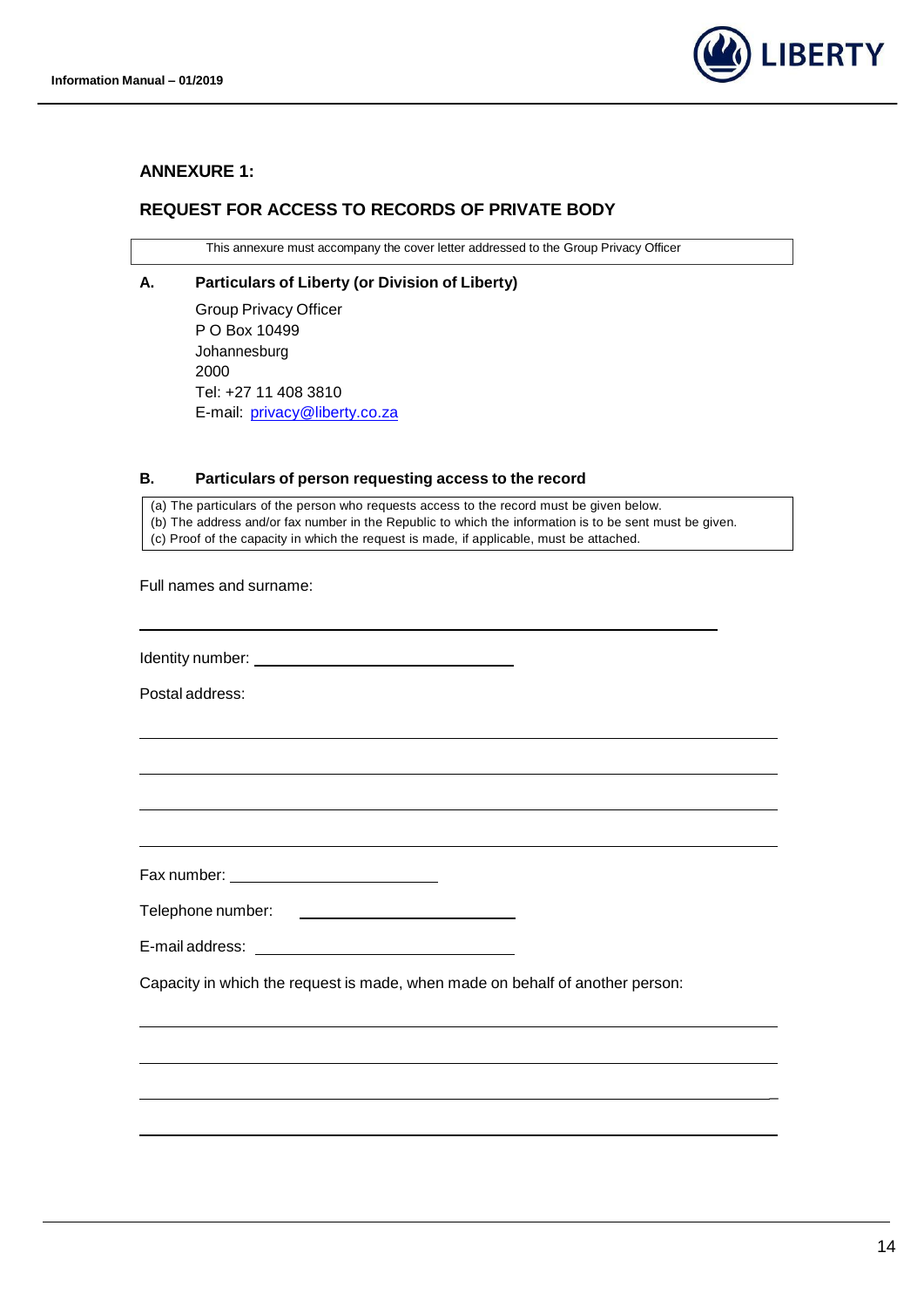## ANNEXURE 1:

## REQUEST FOR ACCESS TO RECORDS OF PRIVATE BODY

| This annexure must accompany the cover letter addressed to the Group Privacy Officer |
|---|

### A. Particulars of Liberty (or Division of Liberty)

Group Privacy Officer
P O Box 10499
Johannesburg
2000
Tel: +27 11 408 3810
E-mail: privacy@liberty.co.za

### B. Particulars of person requesting access to the record

| (a) The particulars of the person who requests access to the record must be given below.<br>(b) The address and/or fax number in the Republic to which the information is to be sent must be given.<br>(c) Proof of the capacity in which the request is made, if applicable, must be attached. |
|---|

Full names and surname:

______________________________________________________________

Identity number: ______________________________

Postal address:

______________________________________________________________

______________________________________________________________

______________________________________________________________

______________________________________________________________

Fax number: ________________________

Telephone number: ________________________

E-mail address: ______________________________

Capacity in which the request is made, when made on behalf of another person:

______________________________________________________________

______________________________________________________________

______________________________________________________________

______________________________________________________________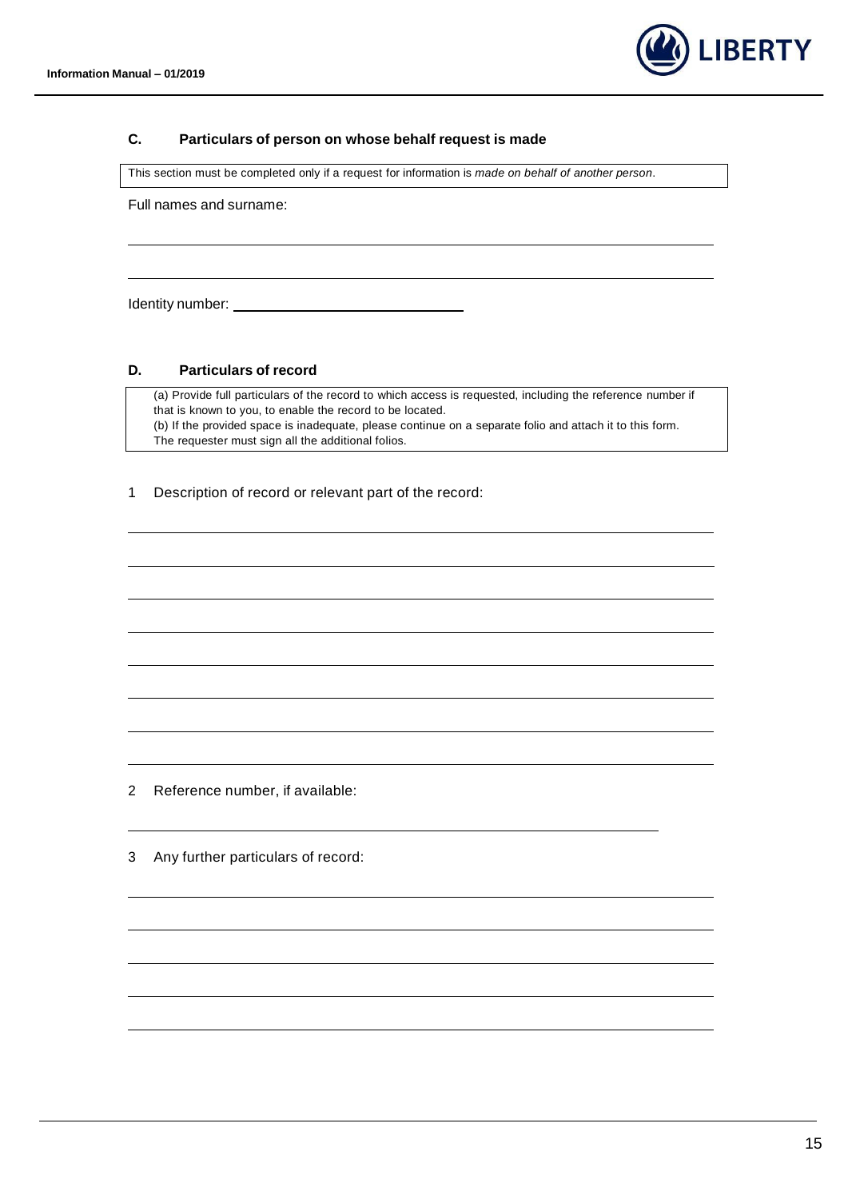## C. Particulars of person on whose behalf request is made

This section must be completed only if a request for information is *made on behalf of another person*.

Full names and surname:

______________________________________________________________________________

______________________________________________________________________________

Identity number: ______________________________

## D. Particulars of record

(a) Provide full particulars of the record to which access is requested, including the reference number if that is known to you, to enable the record to be located.
(b) If the provided space is inadequate, please continue on a separate folio and attach it to this form. The requester must sign all the additional folios.

1 Description of record or relevant part of the record:

______________________________________________________________________________

______________________________________________________________________________

______________________________________________________________________________

______________________________________________________________________________

______________________________________________________________________________

______________________________________________________________________________

______________________________________________________________________________

______________________________________________________________________________

2 Reference number, if available:

______________________________________________________________________

3 Any further particulars of record:

______________________________________________________________________________

______________________________________________________________________________

______________________________________________________________________________

______________________________________________________________________________

______________________________________________________________________________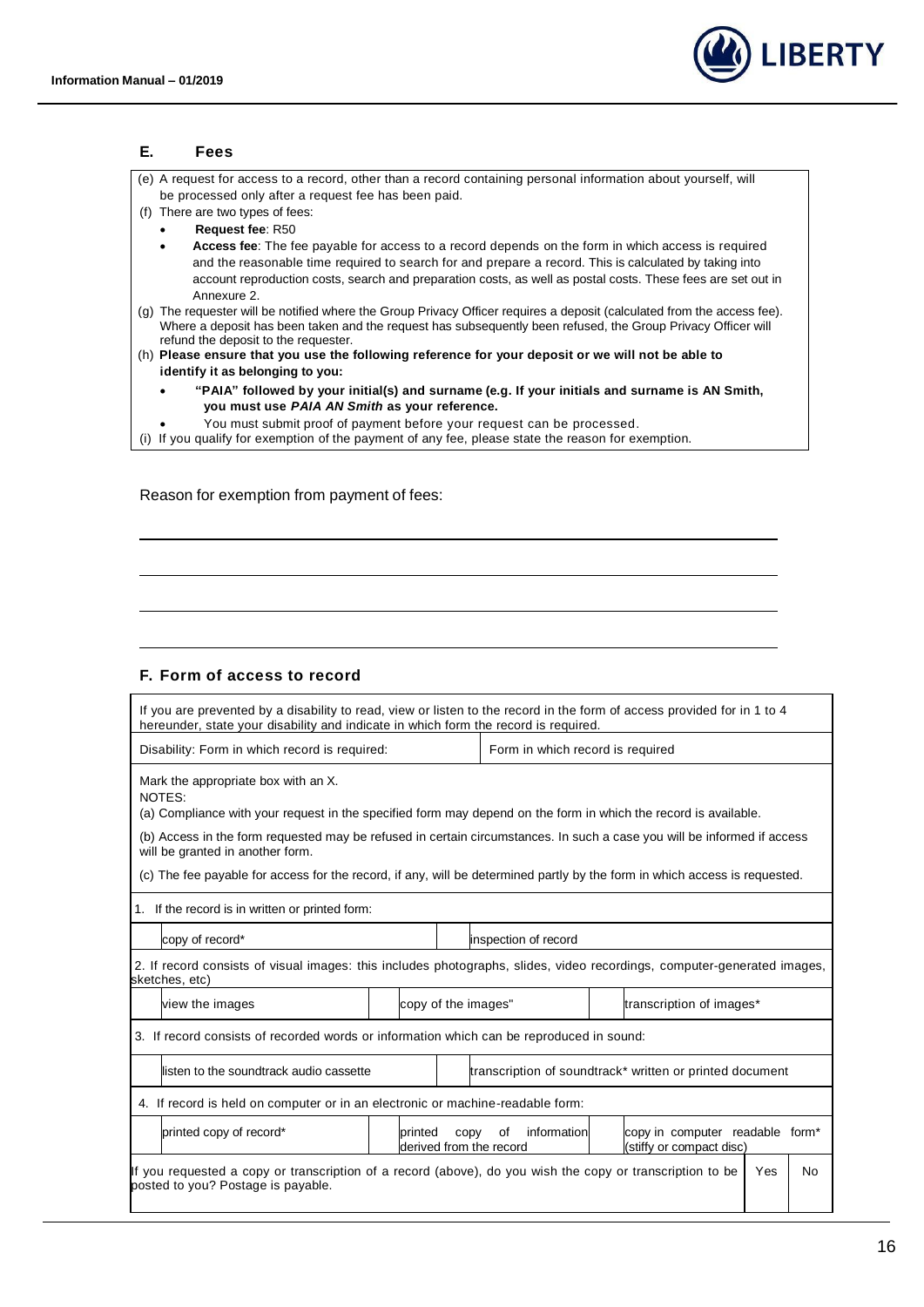## E. Fees

(e) A request for access to a record, other than a record containing personal information about yourself, will be processed only after a request fee has been paid.

(f) There are two types of fees:

- **Request fee**: R50
- **Access fee**: The fee payable for access to a record depends on the form in which access is required and the reasonable time required to search for and prepare a record. This is calculated by taking into account reproduction costs, search and preparation costs, as well as postal costs. These fees are set out in Annexure 2.

(g) The requester will be notified where the Group Privacy Officer requires a deposit (calculated from the access fee). Where a deposit has been taken and the request has subsequently been refused, the Group Privacy Officer will refund the deposit to the requester.

(h) **Please ensure that you use the following reference for your deposit or we will not be able to identify it as belonging to you:**

- **"PAIA" followed by your initial(s) and surname (e.g. If your initials and surname is AN Smith, you must use *PAIA AN Smith* as your reference.**
- You must submit proof of payment before your request can be processed.

(i) If you qualify for exemption of the payment of any fee, please state the reason for exemption.

Reason for exemption from payment of fees:

\_\_\_\_\_\_\_\_\_\_\_\_\_\_\_\_\_\_\_\_\_\_\_\_\_\_\_\_\_\_\_\_\_\_\_\_\_\_\_\_\_\_\_\_\_\_\_\_\_\_\_\_\_\_\_\_\_\_\_\_

\_\_\_\_\_\_\_\_\_\_\_\_\_\_\_\_\_\_\_\_\_\_\_\_\_\_\_\_\_\_\_\_\_\_\_\_\_\_\_\_\_\_\_\_\_\_\_\_\_\_\_\_\_\_\_\_\_\_\_\_

\_\_\_\_\_\_\_\_\_\_\_\_\_\_\_\_\_\_\_\_\_\_\_\_\_\_\_\_\_\_\_\_\_\_\_\_\_\_\_\_\_\_\_\_\_\_\_\_\_\_\_\_\_\_\_\_\_\_\_\_

\_\_\_\_\_\_\_\_\_\_\_\_\_\_\_\_\_\_\_\_\_\_\_\_\_\_\_\_\_\_\_\_\_\_\_\_\_\_\_\_\_\_\_\_\_\_\_\_\_\_\_\_\_\_\_\_\_\_\_\_

## F. Form of access to record

If you are prevented by a disability to read, view or listen to the record in the form of access provided for in 1 to 4 hereunder, state your disability and indicate in which form the record is required.

| Disability: Form in which record is required: | Form in which record is required |
|---|---|
| | |

Mark the appropriate box with an X.

NOTES:

(a) Compliance with your request in the specified form may depend on the form in which the record is available.

(b) Access in the form requested may be refused in certain circumstances. In such a case you will be informed if access will be granted in another form.

(c) The fee payable for access for the record, if any, will be determined partly by the form in which access is requested.

1. If the record is in written or printed form:

| | | | |
|---|---|---|---|
| | copy of record* | | inspection of record |

2. If record consists of visual images: this includes photographs, slides, video recordings, computer-generated images, sketches, etc)

| | | | | | |
|---|---|---|---|---|---|
| | view the images | | copy of the images" | | transcription of images* |

3. If record consists of recorded words or information which can be reproduced in sound:

| | | | |
|---|---|---|---|
| | listen to the soundtrack audio cassette | | transcription of soundtrack* written or printed document |

4. If record is held on computer or in an electronic or machine-readable form:

| | | | | | |
|---|---|---|---|---|---|
| | printed copy of record* | | printed copy of information derived from the record | | copy in computer readable form* (stiffy or compact disc) |

| | | |
|---|---|---|
| If you requested a copy or transcription of a record (above), do you wish the copy or transcription to be posted to you? Postage is payable. | Yes | No |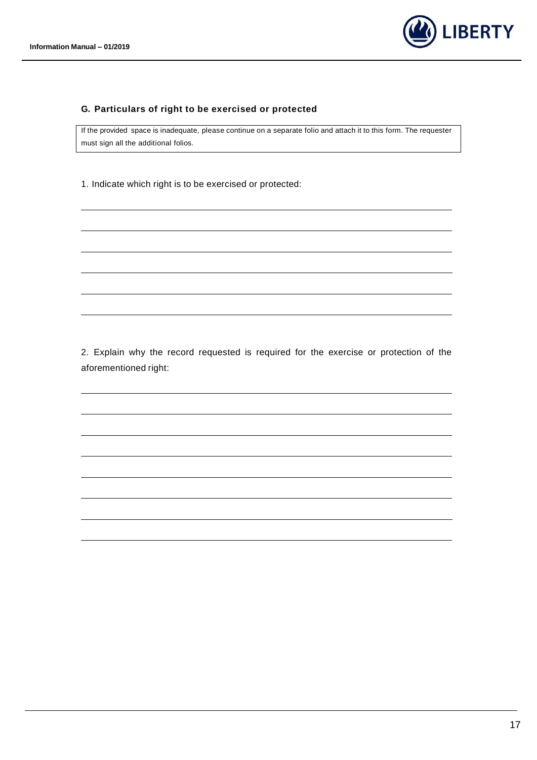### G. Particulars of right to be exercised or protected

> If the provided space is inadequate, please continue on a separate folio and attach it to this form. The requester must sign all the additional folios.

1. Indicate which right is to be exercised or protected:

______________________________________________________________________________

______________________________________________________________________________

______________________________________________________________________________

______________________________________________________________________________

______________________________________________________________________________

______________________________________________________________________________

2. Explain why the record requested is required for the exercise or protection of the aforementioned right:

______________________________________________________________________________

______________________________________________________________________________

______________________________________________________________________________

______________________________________________________________________________

______________________________________________________________________________

______________________________________________________________________________

______________________________________________________________________________

______________________________________________________________________________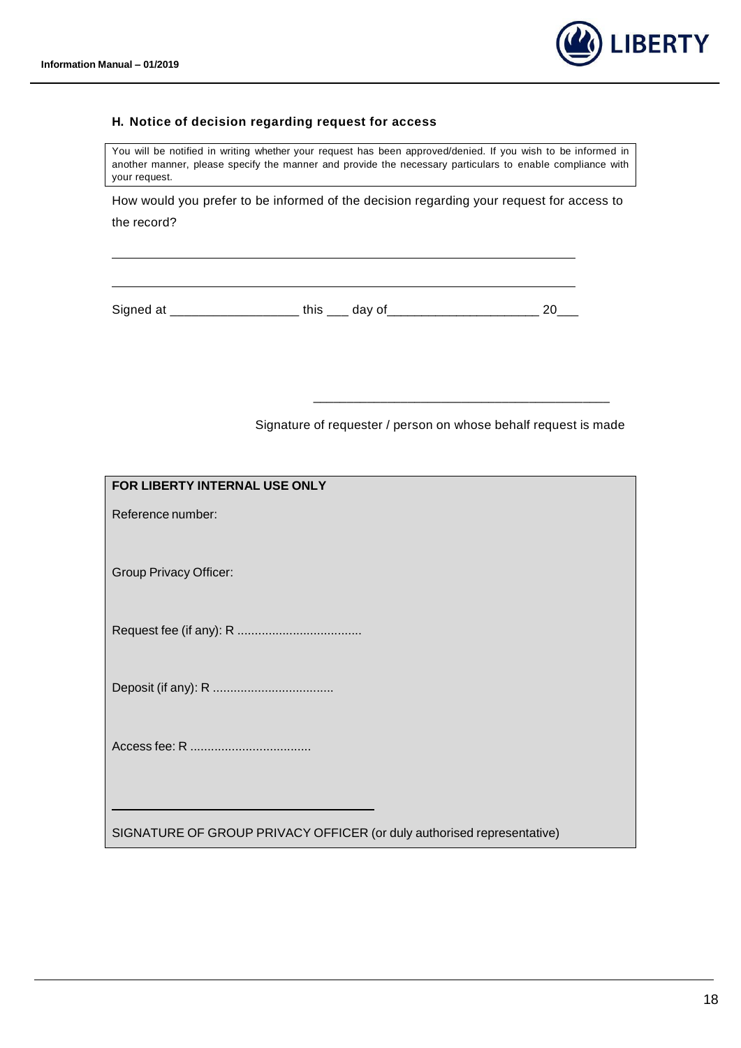### H. Notice of decision regarding request for access

> You will be notified in writing whether your request has been approved/denied. If you wish to be informed in another manner, please specify the manner and provide the necessary particulars to enable compliance with your request.

How would you prefer to be informed of the decision regarding your request for access to the record?

______________________________________________________________________

______________________________________________________________________

Signed at ___________________ this ___ day of______________________ 20___

_____________________________________________

Signature of requester / person on whose behalf request is made

| **FOR LIBERTY INTERNAL USE ONLY** |
|---|
| Reference number: |
| Group Privacy Officer: |
| Request fee (if any): R .................................... |
| Deposit (if any): R .................................... |
| Access fee: R .................................... |
| _____________________________________ <br> SIGNATURE OF GROUP PRIVACY OFFICER (or duly authorised representative) |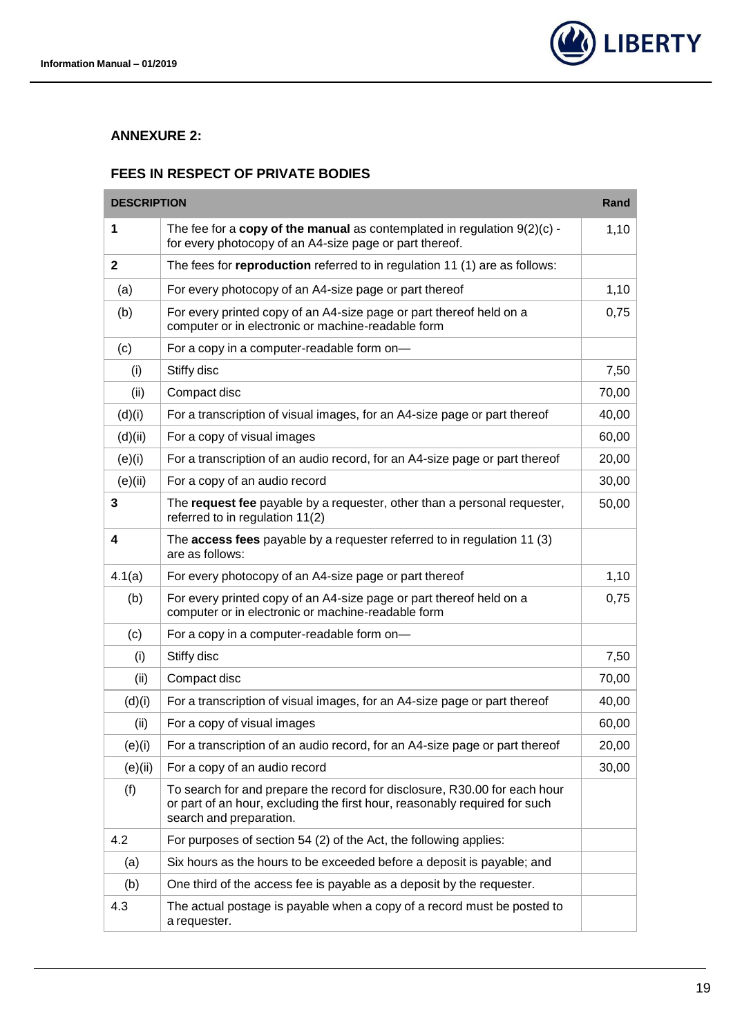## ANNEXURE 2:

## FEES IN RESPECT OF PRIVATE BODIES

| DESCRIPTION | | Rand |
|---|---|---|
| **1** | The fee for a **copy of the manual** as contemplated in regulation 9(2)(c) - for every photocopy of an A4-size page or part thereof. | 1,10 |
| **2** | The fees for **reproduction** referred to in regulation 11 (1) are as follows: | |
| (a) | For every photocopy of an A4-size page or part thereof | 1,10 |
| (b) | For every printed copy of an A4-size page or part thereof held on a computer or in electronic or machine-readable form | 0,75 |
| (c) | For a copy in a computer-readable form on— | |
| (i) | Stiffy disc | 7,50 |
| (ii) | Compact disc | 70,00 |
| (d)(i) | For a transcription of visual images, for an A4-size page or part thereof | 40,00 |
| (d)(ii) | For a copy of visual images | 60,00 |
| (e)(i) | For a transcription of an audio record, for an A4-size page or part thereof | 20,00 |
| (e)(ii) | For a copy of an audio record | 30,00 |
| **3** | The **request fee** payable by a requester, other than a personal requester, referred to in regulation 11(2) | 50,00 |
| **4** | The **access fees** payable by a requester referred to in regulation 11 (3) are as follows: | |
| 4.1(a) | For every photocopy of an A4-size page or part thereof | 1,10 |
| (b) | For every printed copy of an A4-size page or part thereof held on a computer or in electronic or machine-readable form | 0,75 |
| (c) | For a copy in a computer-readable form on— | |
| (i) | Stiffy disc | 7,50 |
| (ii) | Compact disc | 70,00 |
| (d)(i) | For a transcription of visual images, for an A4-size page or part thereof | 40,00 |
| (ii) | For a copy of visual images | 60,00 |
| (e)(i) | For a transcription of an audio record, for an A4-size page or part thereof | 20,00 |
| (e)(ii) | For a copy of an audio record | 30,00 |
| (f) | To search for and prepare the record for disclosure, R30.00 for each hour or part of an hour, excluding the first hour, reasonably required for such search and preparation. | |
| 4.2 | For purposes of section 54 (2) of the Act, the following applies: | |
| (a) | Six hours as the hours to be exceeded before a deposit is payable; and | |
| (b) | One third of the access fee is payable as a deposit by the requester. | |
| 4.3 | The actual postage is payable when a copy of a record must be posted to a requester. | |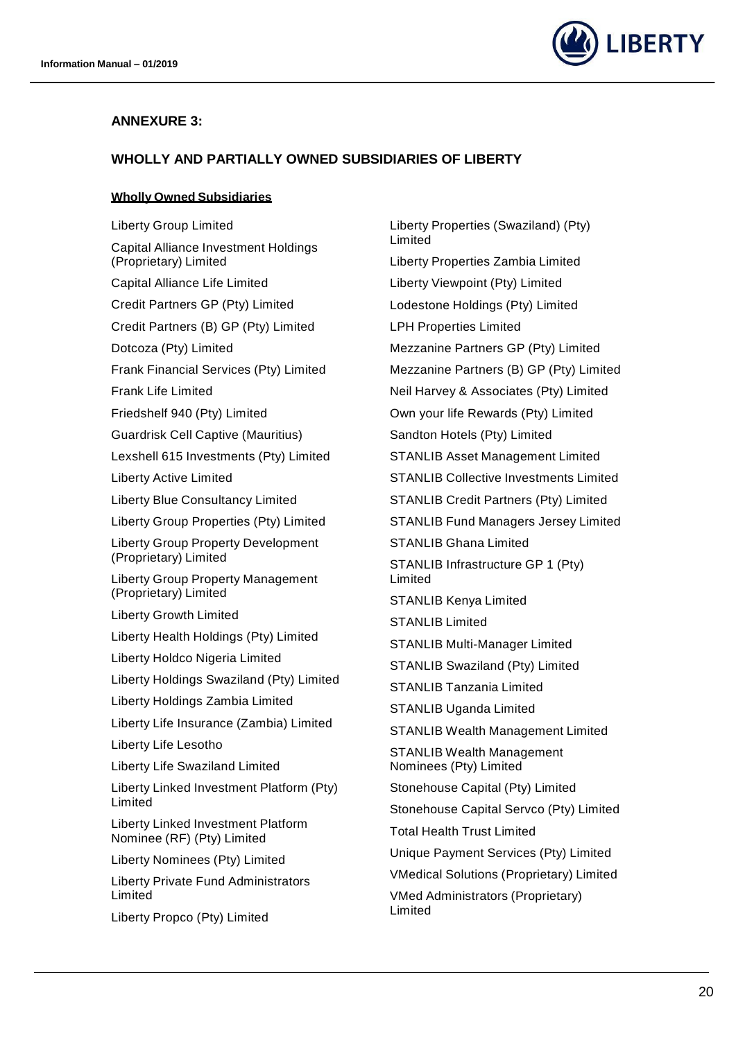## ANNEXURE 3:

## WHOLLY AND PARTIALLY OWNED SUBSIDIARIES OF LIBERTY

**Wholly Owned Subsidiaries**

Liberty Group Limited

Capital Alliance Investment Holdings (Proprietary) Limited

Capital Alliance Life Limited

Credit Partners GP (Pty) Limited

Credit Partners (B) GP (Pty) Limited

Dotcoza (Pty) Limited

Frank Financial Services (Pty) Limited

Frank Life Limited

Friedshelf 940 (Pty) Limited

Guardrisk Cell Captive (Mauritius)

Lexshell 615 Investments (Pty) Limited

Liberty Active Limited

Liberty Blue Consultancy Limited

Liberty Group Properties (Pty) Limited

Liberty Group Property Development (Proprietary) Limited

Liberty Group Property Management (Proprietary) Limited

Liberty Growth Limited

Liberty Health Holdings (Pty) Limited

Liberty Holdco Nigeria Limited

Liberty Holdings Swaziland (Pty) Limited

Liberty Holdings Zambia Limited

Liberty Life Insurance (Zambia) Limited

Liberty Life Lesotho

Liberty Life Swaziland Limited

Liberty Linked Investment Platform (Pty) Limited

Liberty Linked Investment Platform Nominee (RF) (Pty) Limited

Liberty Nominees (Pty) Limited

Liberty Private Fund Administrators Limited

Liberty Propco (Pty) Limited

Liberty Properties (Swaziland) (Pty) Limited

Liberty Properties Zambia Limited

Liberty Viewpoint (Pty) Limited

Lodestone Holdings (Pty) Limited

LPH Properties Limited

Mezzanine Partners GP (Pty) Limited

Mezzanine Partners (B) GP (Pty) Limited

Neil Harvey & Associates (Pty) Limited

Own your life Rewards (Pty) Limited

Sandton Hotels (Pty) Limited

STANLIB Asset Management Limited

STANLIB Collective Investments Limited

STANLIB Credit Partners (Pty) Limited

STANLIB Fund Managers Jersey Limited

STANLIB Ghana Limited

STANLIB Infrastructure GP 1 (Pty) Limited

STANLIB Kenya Limited

STANLIB Limited

STANLIB Multi-Manager Limited

STANLIB Swaziland (Pty) Limited

STANLIB Tanzania Limited

STANLIB Uganda Limited

STANLIB Wealth Management Limited

STANLIB Wealth Management Nominees (Pty) Limited

Stonehouse Capital (Pty) Limited

Stonehouse Capital Servco (Pty) Limited

Total Health Trust Limited

Unique Payment Services (Pty) Limited

VMedical Solutions (Proprietary) Limited

VMed Administrators (Proprietary) Limited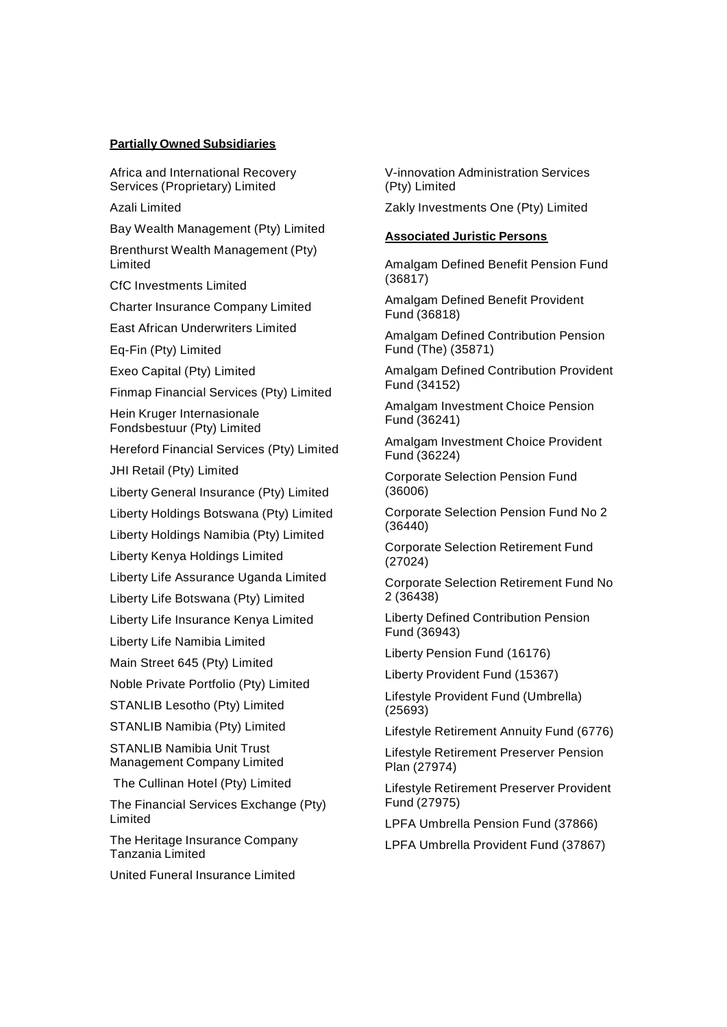**Partially Owned Subsidiaries**

Africa and International Recovery Services (Proprietary) Limited

Azali Limited

Bay Wealth Management (Pty) Limited

Brenthurst Wealth Management (Pty) Limited

CfC Investments Limited

Charter Insurance Company Limited

East African Underwriters Limited

Eq-Fin (Pty) Limited

Exeo Capital (Pty) Limited

Finmap Financial Services (Pty) Limited

Hein Kruger Internasionale Fondsbestuur (Pty) Limited

Hereford Financial Services (Pty) Limited

JHI Retail (Pty) Limited

Liberty General Insurance (Pty) Limited

Liberty Holdings Botswana (Pty) Limited

Liberty Holdings Namibia (Pty) Limited

Liberty Kenya Holdings Limited

Liberty Life Assurance Uganda Limited

Liberty Life Botswana (Pty) Limited

Liberty Life Insurance Kenya Limited

Liberty Life Namibia Limited

Main Street 645 (Pty) Limited

Noble Private Portfolio (Pty) Limited

STANLIB Lesotho (Pty) Limited

STANLIB Namibia (Pty) Limited

STANLIB Namibia Unit Trust Management Company Limited

The Cullinan Hotel (Pty) Limited

The Financial Services Exchange (Pty) Limited

The Heritage Insurance Company Tanzania Limited

United Funeral Insurance Limited

V-innovation Administration Services (Pty) Limited

Zakly Investments One (Pty) Limited

**Associated Juristic Persons**

Amalgam Defined Benefit Pension Fund (36817)

Amalgam Defined Benefit Provident Fund (36818)

Amalgam Defined Contribution Pension Fund (The) (35871)

Amalgam Defined Contribution Provident Fund (34152)

Amalgam Investment Choice Pension Fund (36241)

Amalgam Investment Choice Provident Fund (36224)

Corporate Selection Pension Fund (36006)

Corporate Selection Pension Fund No 2 (36440)

Corporate Selection Retirement Fund (27024)

Corporate Selection Retirement Fund No 2 (36438)

Liberty Defined Contribution Pension Fund (36943)

Liberty Pension Fund (16176)

Liberty Provident Fund (15367)

Lifestyle Provident Fund (Umbrella) (25693)

Lifestyle Retirement Annuity Fund (6776)

Lifestyle Retirement Preserver Pension Plan (27974)

Lifestyle Retirement Preserver Provident Fund (27975)

LPFA Umbrella Pension Fund (37866)

LPFA Umbrella Provident Fund (37867)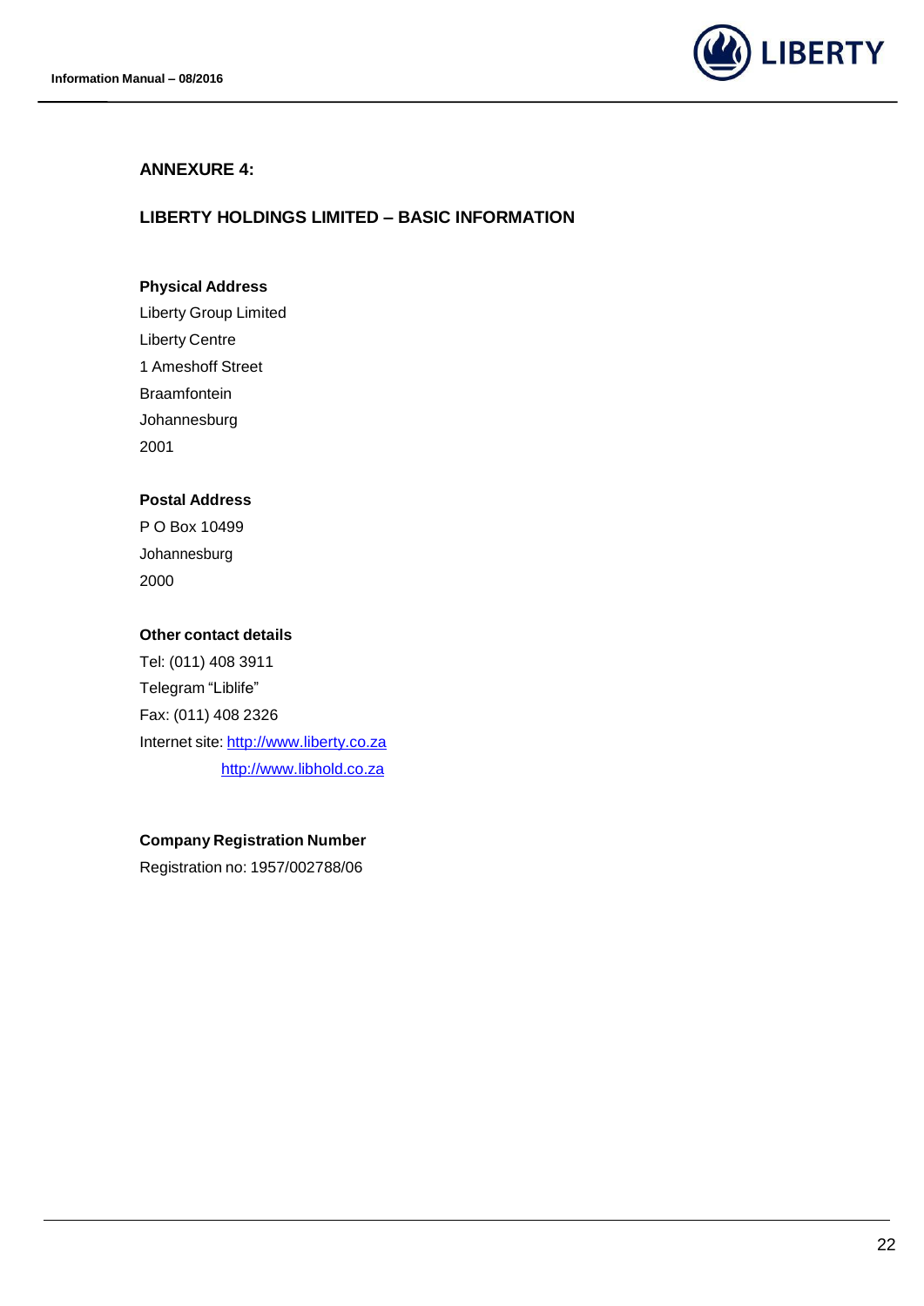## ANNEXURE 4:

## LIBERTY HOLDINGS LIMITED – BASIC INFORMATION

**Physical Address**

Liberty Group Limited
Liberty Centre
1 Ameshoff Street
Braamfontein
Johannesburg
2001

**Postal Address**

P O Box 10499
Johannesburg
2000

**Other contact details**

Tel: (011) 408 3911
Telegram "Liblife"
Fax: (011) 408 2326
Internet site: http://www.liberty.co.za
http://www.libhold.co.za

**Company Registration Number**

Registration no: 1957/002788/06